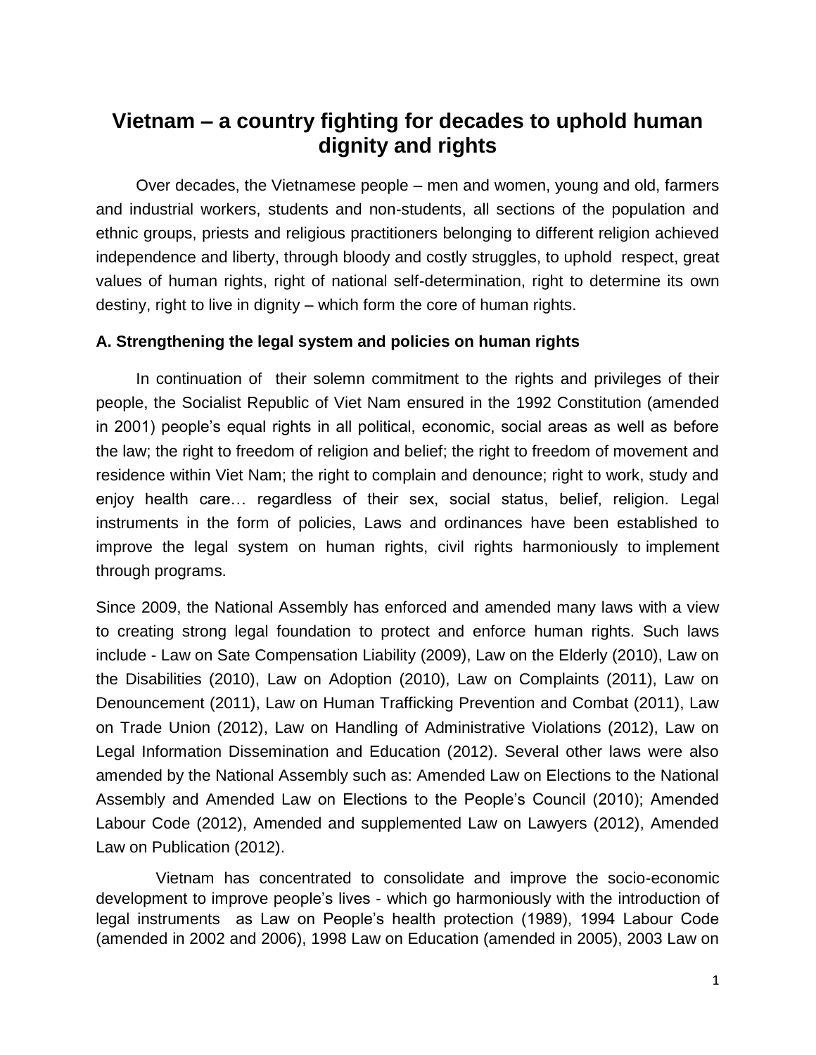# Vietnam – a country fighting for decades to uphold human dignity and rights

Over decades, the Vietnamese people – men and women, young and old, farmers and industrial workers, students and non-students, all sections of the population and ethnic groups, priests and religious practitioners belonging to different religion achieved independence and liberty, through bloody and costly struggles, to uphold respect, great values of human rights, right of national self-determination, right to determine its own destiny, right to live in dignity – which form the core of human rights.

### A. Strengthening the legal system and policies on human rights

In continuation of their solemn commitment to the rights and privileges of their people, the Socialist Republic of Viet Nam ensured in the 1992 Constitution (amended in 2001) people's equal rights in all political, economic, social areas as well as before the law; the right to freedom of religion and belief; the right to freedom of movement and residence within Viet Nam; the right to complain and denounce; right to work, study and enjoy health care… regardless of their sex, social status, belief, religion. Legal instruments in the form of policies, Laws and ordinances have been established to improve the legal system on human rights, civil rights harmoniously to implement through programs.

Since 2009, the National Assembly has enforced and amended many laws with a view to creating strong legal foundation to protect and enforce human rights. Such laws include - Law on Sate Compensation Liability (2009), Law on the Elderly (2010), Law on the Disabilities (2010), Law on Adoption (2010), Law on Complaints (2011), Law on Denouncement (2011), Law on Human Trafficking Prevention and Combat (2011), Law on Trade Union (2012), Law on Handling of Administrative Violations (2012), Law on Legal Information Dissemination and Education (2012). Several other laws were also amended by the National Assembly such as: Amended Law on Elections to the National Assembly and Amended Law on Elections to the People's Council (2010); Amended Labour Code (2012), Amended and supplemented Law on Lawyers (2012), Amended Law on Publication (2012).

Vietnam has concentrated to consolidate and improve the socio-economic development to improve people's lives - which go harmoniously with the introduction of legal instruments as Law on People's health protection (1989), 1994 Labour Code (amended in 2002 and 2006), 1998 Law on Education (amended in 2005), 2003 Law on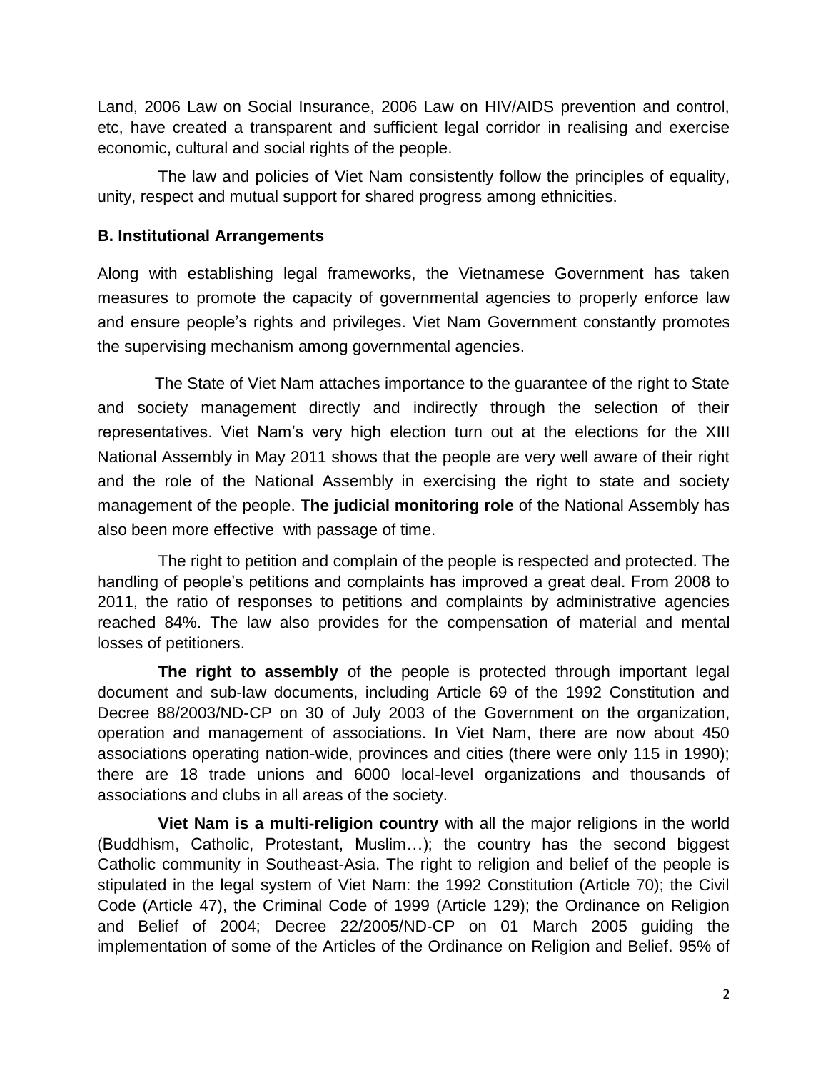Land, 2006 Law on Social Insurance, 2006 Law on HIV/AIDS prevention and control, etc, have created a transparent and sufficient legal corridor in realising and exercise economic, cultural and social rights of the people.

The law and policies of Viet Nam consistently follow the principles of equality, unity, respect and mutual support for shared progress among ethnicities.

**B. Institutional Arrangements**

Along with establishing legal frameworks, the Vietnamese Government has taken measures to promote the capacity of governmental agencies to properly enforce law and ensure people's rights and privileges. Viet Nam Government constantly promotes the supervising mechanism among governmental agencies.

The State of Viet Nam attaches importance to the guarantee of the right to State and society management directly and indirectly through the selection of their representatives. Viet Nam's very high election turn out at the elections for the XIII National Assembly in May 2011 shows that the people are very well aware of their right and the role of the National Assembly in exercising the right to state and society management of the people. **The judicial monitoring role** of the National Assembly has also been more effective with passage of time.

The right to petition and complain of the people is respected and protected. The handling of people's petitions and complaints has improved a great deal. From 2008 to 2011, the ratio of responses to petitions and complaints by administrative agencies reached 84%. The law also provides for the compensation of material and mental losses of petitioners.

**The right to assembly** of the people is protected through important legal document and sub-law documents, including Article 69 of the 1992 Constitution and Decree 88/2003/ND-CP on 30 of July 2003 of the Government on the organization, operation and management of associations. In Viet Nam, there are now about 450 associations operating nation-wide, provinces and cities (there were only 115 in 1990); there are 18 trade unions and 6000 local-level organizations and thousands of associations and clubs in all areas of the society.

**Viet Nam is a multi-religion country** with all the major religions in the world (Buddhism, Catholic, Protestant, Muslim…); the country has the second biggest Catholic community in Southeast-Asia. The right to religion and belief of the people is stipulated in the legal system of Viet Nam: the 1992 Constitution (Article 70); the Civil Code (Article 47), the Criminal Code of 1999 (Article 129); the Ordinance on Religion and Belief of 2004; Decree 22/2005/ND-CP on 01 March 2005 guiding the implementation of some of the Articles of the Ordinance on Religion and Belief. 95% of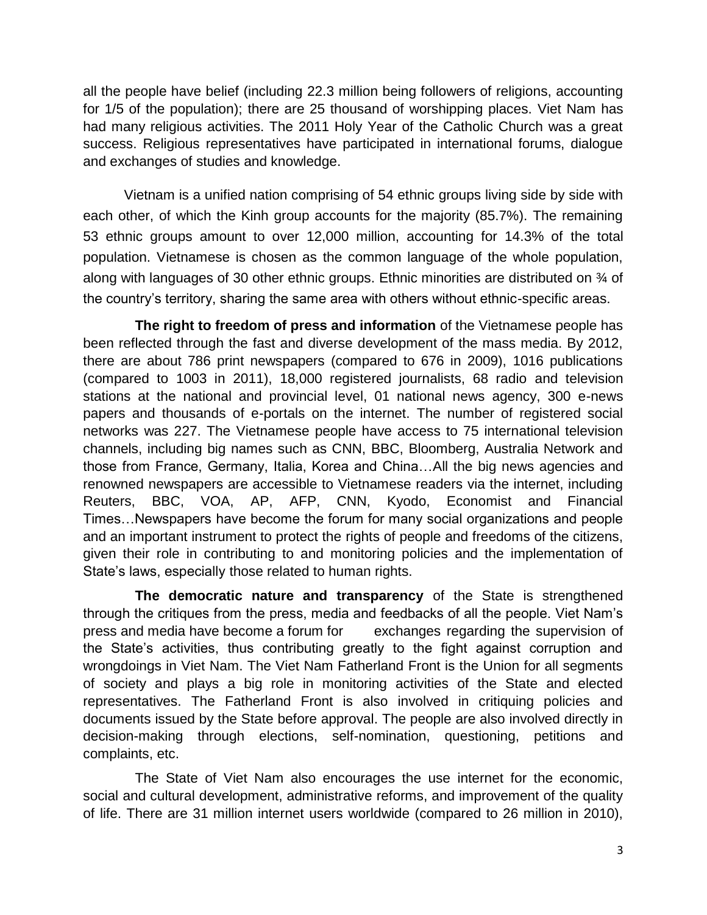all the people have belief (including 22.3 million being followers of religions, accounting for 1/5 of the population); there are 25 thousand of worshipping places. Viet Nam has had many religious activities. The 2011 Holy Year of the Catholic Church was a great success. Religious representatives have participated in international forums, dialogue and exchanges of studies and knowledge.

Vietnam is a unified nation comprising of 54 ethnic groups living side by side with each other, of which the Kinh group accounts for the majority (85.7%). The remaining 53 ethnic groups amount to over 12,000 million, accounting for 14.3% of the total population. Vietnamese is chosen as the common language of the whole population, along with languages of 30 other ethnic groups. Ethnic minorities are distributed on ¾ of the country's territory, sharing the same area with others without ethnic-specific areas.

**The right to freedom of press and information** of the Vietnamese people has been reflected through the fast and diverse development of the mass media. By 2012, there are about 786 print newspapers (compared to 676 in 2009), 1016 publications (compared to 1003 in 2011), 18,000 registered journalists, 68 radio and television stations at the national and provincial level, 01 national news agency, 300 e-news papers and thousands of e-portals on the internet. The number of registered social networks was 227. The Vietnamese people have access to 75 international television channels, including big names such as CNN, BBC, Bloomberg, Australia Network and those from France, Germany, Italia, Korea and China…All the big news agencies and renowned newspapers are accessible to Vietnamese readers via the internet, including Reuters, BBC, VOA, AP, AFP, CNN, Kyodo, Economist and Financial Times…Newspapers have become the forum for many social organizations and people and an important instrument to protect the rights of people and freedoms of the citizens, given their role in contributing to and monitoring policies and the implementation of State's laws, especially those related to human rights.

**The democratic nature and transparency** of the State is strengthened through the critiques from the press, media and feedbacks of all the people. Viet Nam's press and media have become a forum for exchanges regarding the supervision of the State's activities, thus contributing greatly to the fight against corruption and wrongdoings in Viet Nam. The Viet Nam Fatherland Front is the Union for all segments of society and plays a big role in monitoring activities of the State and elected representatives. The Fatherland Front is also involved in critiquing policies and documents issued by the State before approval. The people are also involved directly in decision-making through elections, self-nomination, questioning, petitions and complaints, etc.

The State of Viet Nam also encourages the use internet for the economic, social and cultural development, administrative reforms, and improvement of the quality of life. There are 31 million internet users worldwide (compared to 26 million in 2010),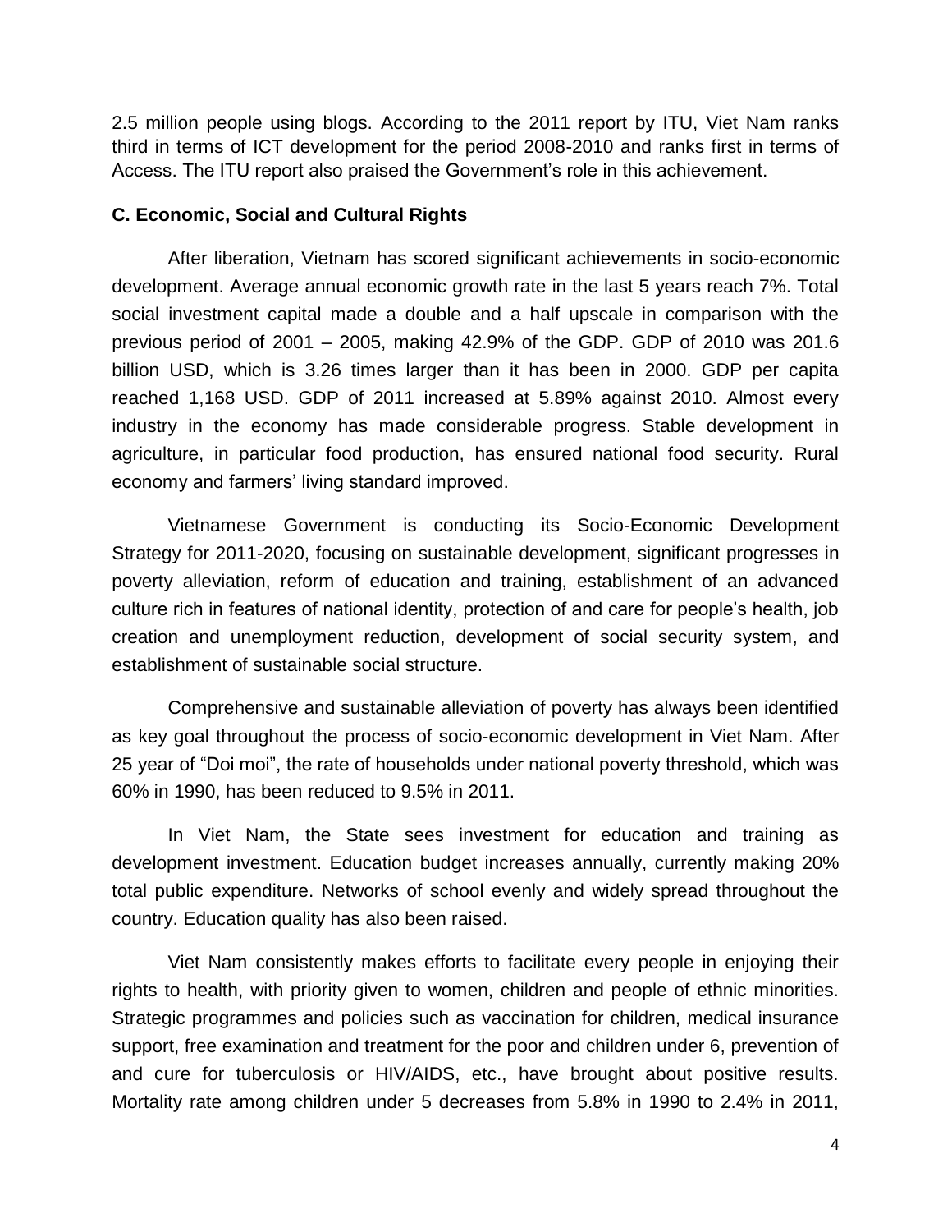2.5 million people using blogs. According to the 2011 report by ITU, Viet Nam ranks third in terms of ICT development for the period 2008-2010 and ranks first in terms of Access. The ITU report also praised the Government's role in this achievement.

**C. Economic, Social and Cultural Rights**

After liberation, Vietnam has scored significant achievements in socio-economic development. Average annual economic growth rate in the last 5 years reach 7%. Total social investment capital made a double and a half upscale in comparison with the previous period of 2001 – 2005, making 42.9% of the GDP. GDP of 2010 was 201.6 billion USD, which is 3.26 times larger than it has been in 2000. GDP per capita reached 1,168 USD. GDP of 2011 increased at 5.89% against 2010. Almost every industry in the economy has made considerable progress. Stable development in agriculture, in particular food production, has ensured national food security. Rural economy and farmers' living standard improved.

Vietnamese Government is conducting its Socio-Economic Development Strategy for 2011-2020, focusing on sustainable development, significant progresses in poverty alleviation, reform of education and training, establishment of an advanced culture rich in features of national identity, protection of and care for people's health, job creation and unemployment reduction, development of social security system, and establishment of sustainable social structure.

Comprehensive and sustainable alleviation of poverty has always been identified as key goal throughout the process of socio-economic development in Viet Nam. After 25 year of "Doi moi", the rate of households under national poverty threshold, which was 60% in 1990, has been reduced to 9.5% in 2011.

In Viet Nam, the State sees investment for education and training as development investment. Education budget increases annually, currently making 20% total public expenditure. Networks of school evenly and widely spread throughout the country. Education quality has also been raised.

Viet Nam consistently makes efforts to facilitate every people in enjoying their rights to health, with priority given to women, children and people of ethnic minorities. Strategic programmes and policies such as vaccination for children, medical insurance support, free examination and treatment for the poor and children under 6, prevention of and cure for tuberculosis or HIV/AIDS, etc., have brought about positive results. Mortality rate among children under 5 decreases from 5.8% in 1990 to 2.4% in 2011,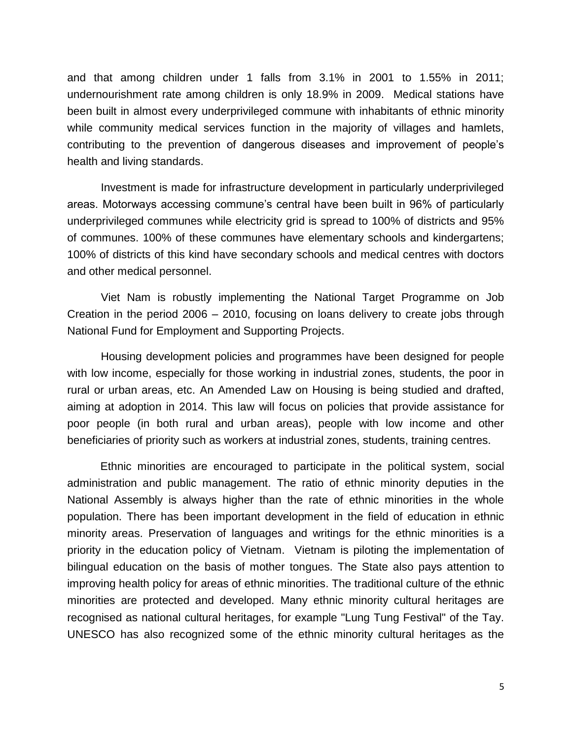and that among children under 1 falls from 3.1% in 2001 to 1.55% in 2011; undernourishment rate among children is only 18.9% in 2009. Medical stations have been built in almost every underprivileged commune with inhabitants of ethnic minority while community medical services function in the majority of villages and hamlets, contributing to the prevention of dangerous diseases and improvement of people's health and living standards.

Investment is made for infrastructure development in particularly underprivileged areas. Motorways accessing commune's central have been built in 96% of particularly underprivileged communes while electricity grid is spread to 100% of districts and 95% of communes. 100% of these communes have elementary schools and kindergartens; 100% of districts of this kind have secondary schools and medical centres with doctors and other medical personnel.

Viet Nam is robustly implementing the National Target Programme on Job Creation in the period 2006 – 2010, focusing on loans delivery to create jobs through National Fund for Employment and Supporting Projects.

Housing development policies and programmes have been designed for people with low income, especially for those working in industrial zones, students, the poor in rural or urban areas, etc. An Amended Law on Housing is being studied and drafted, aiming at adoption in 2014. This law will focus on policies that provide assistance for poor people (in both rural and urban areas), people with low income and other beneficiaries of priority such as workers at industrial zones, students, training centres.

Ethnic minorities are encouraged to participate in the political system, social administration and public management. The ratio of ethnic minority deputies in the National Assembly is always higher than the rate of ethnic minorities in the whole population. There has been important development in the field of education in ethnic minority areas. Preservation of languages and writings for the ethnic minorities is a priority in the education policy of Vietnam. Vietnam is piloting the implementation of bilingual education on the basis of mother tongues. The State also pays attention to improving health policy for areas of ethnic minorities. The traditional culture of the ethnic minorities are protected and developed. Many ethnic minority cultural heritages are recognised as national cultural heritages, for example "Lung Tung Festival" of the Tay. UNESCO has also recognized some of the ethnic minority cultural heritages as the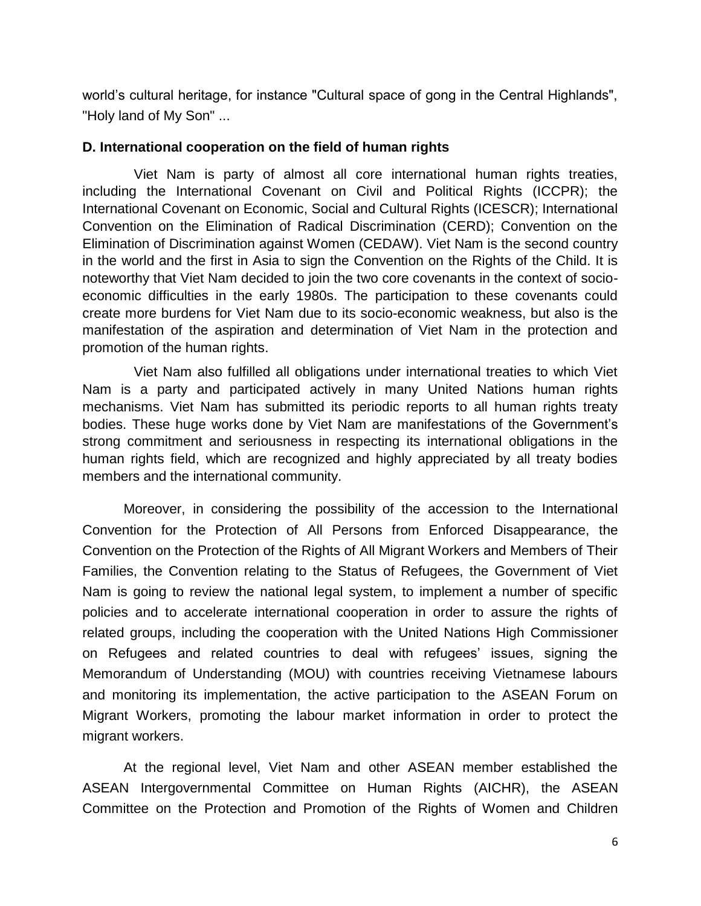world's cultural heritage, for instance "Cultural space of gong in the Central Highlands", "Holy land of My Son" ...

**D. International cooperation on the field of human rights**

Viet Nam is party of almost all core international human rights treaties, including the International Covenant on Civil and Political Rights (ICCPR); the International Covenant on Economic, Social and Cultural Rights (ICESCR); International Convention on the Elimination of Radical Discrimination (CERD); Convention on the Elimination of Discrimination against Women (CEDAW). Viet Nam is the second country in the world and the first in Asia to sign the Convention on the Rights of the Child. It is noteworthy that Viet Nam decided to join the two core covenants in the context of socio-economic difficulties in the early 1980s. The participation to these covenants could create more burdens for Viet Nam due to its socio-economic weakness, but also is the manifestation of the aspiration and determination of Viet Nam in the protection and promotion of the human rights.

Viet Nam also fulfilled all obligations under international treaties to which Viet Nam is a party and participated actively in many United Nations human rights mechanisms. Viet Nam has submitted its periodic reports to all human rights treaty bodies. These huge works done by Viet Nam are manifestations of the Government's strong commitment and seriousness in respecting its international obligations in the human rights field, which are recognized and highly appreciated by all treaty bodies members and the international community.

Moreover, in considering the possibility of the accession to the International Convention for the Protection of All Persons from Enforced Disappearance, the Convention on the Protection of the Rights of All Migrant Workers and Members of Their Families, the Convention relating to the Status of Refugees, the Government of Viet Nam is going to review the national legal system, to implement a number of specific policies and to accelerate international cooperation in order to assure the rights of related groups, including the cooperation with the United Nations High Commissioner on Refugees and related countries to deal with refugees' issues, signing the Memorandum of Understanding (MOU) with countries receiving Vietnamese labours and monitoring its implementation, the active participation to the ASEAN Forum on Migrant Workers, promoting the labour market information in order to protect the migrant workers.

At the regional level, Viet Nam and other ASEAN member established the ASEAN Intergovernmental Committee on Human Rights (AICHR), the ASEAN Committee on the Protection and Promotion of the Rights of Women and Children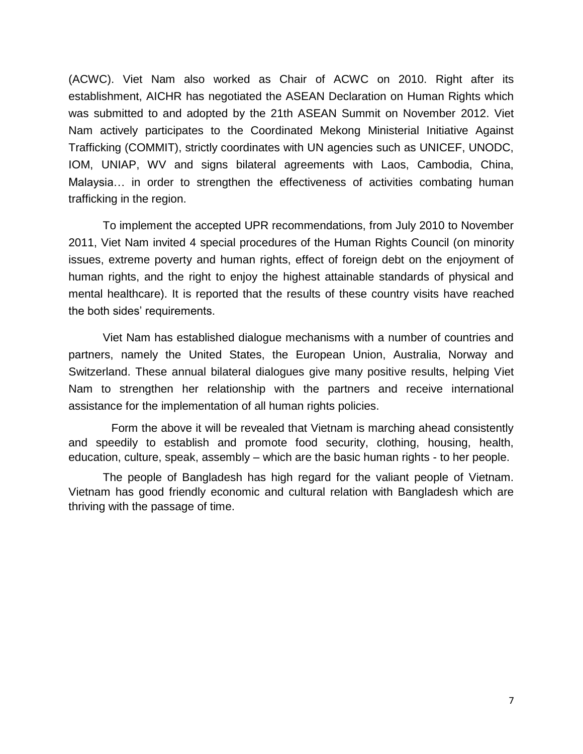(ACWC). Viet Nam also worked as Chair of ACWC on 2010. Right after its establishment, AICHR has negotiated the ASEAN Declaration on Human Rights which was submitted to and adopted by the 21th ASEAN Summit on November 2012. Viet Nam actively participates to the Coordinated Mekong Ministerial Initiative Against Trafficking (COMMIT), strictly coordinates with UN agencies such as UNICEF, UNODC, IOM, UNIAP, WV and signs bilateral agreements with Laos, Cambodia, China, Malaysia… in order to strengthen the effectiveness of activities combating human trafficking in the region.

To implement the accepted UPR recommendations, from July 2010 to November 2011, Viet Nam invited 4 special procedures of the Human Rights Council (on minority issues, extreme poverty and human rights, effect of foreign debt on the enjoyment of human rights, and the right to enjoy the highest attainable standards of physical and mental healthcare). It is reported that the results of these country visits have reached the both sides' requirements.

Viet Nam has established dialogue mechanisms with a number of countries and partners, namely the United States, the European Union, Australia, Norway and Switzerland. These annual bilateral dialogues give many positive results, helping Viet Nam to strengthen her relationship with the partners and receive international assistance for the implementation of all human rights policies.

Form the above it will be revealed that Vietnam is marching ahead consistently and speedily to establish and promote food security, clothing, housing, health, education, culture, speak, assembly – which are the basic human rights - to her people.

The people of Bangladesh has high regard for the valiant people of Vietnam. Vietnam has good friendly economic and cultural relation with Bangladesh which are thriving with the passage of time.